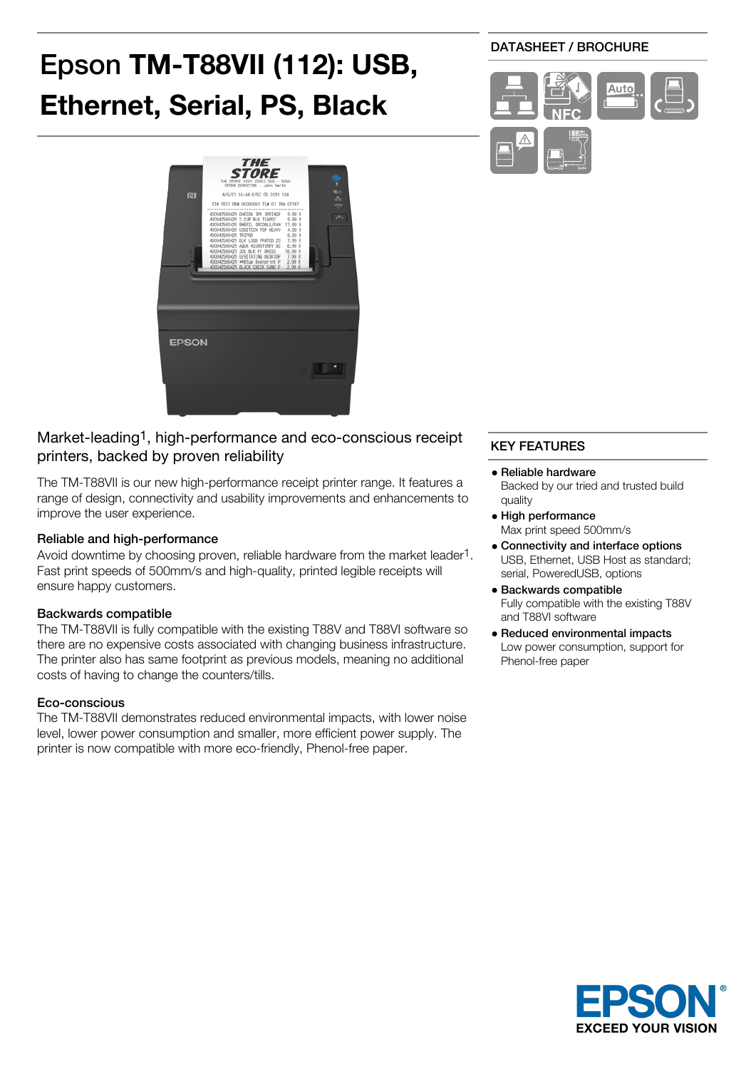# Epson **TM-T88VII (112): USB, Ethernet, Serial, PS, Black**

DATASHEET / BROCHURE

## Market-leading[1], high-performance and eco-conscious receipt printers, backed by proven reliability

The TM-T88VII is our new high-performance receipt printer range. It features a range of design, connectivity and usability improvements and enhancements to improve the user experience.

### Reliable and high-performance

Avoid downtime by choosing proven, reliable hardware from the market leader[1]. Fast print speeds of 500mm/s and high-quality, printed legible receipts will ensure happy customers.

### Backwards compatible

The TM-T88VII is fully compatible with the existing T88V and T88VI software so there are no expensive costs associated with changing business infrastructure. The printer also has same footprint as previous models, meaning no additional costs of having to change the counters/tills.

### Eco-conscious

The TM-T88VII demonstrates reduced environmental impacts, with lower noise level, lower power consumption and smaller, more efficient power supply. The printer is now compatible with more eco-friendly, Phenol-free paper.

## KEY FEATURES

- **Reliable hardware**
  Backed by our tried and trusted build quality
- **High performance**
  Max print speed 500mm/s
- **Connectivity and interface options**
  USB, Ethernet, USB Host as standard; serial, PoweredUSB, options
- **Backwards compatible**
  Fully compatible with the existing T88V and T88VI software
- **Reduced environmental impacts**
  Low power consumption, support for Phenol-free paper

EPSON
EXCEED YOUR VISION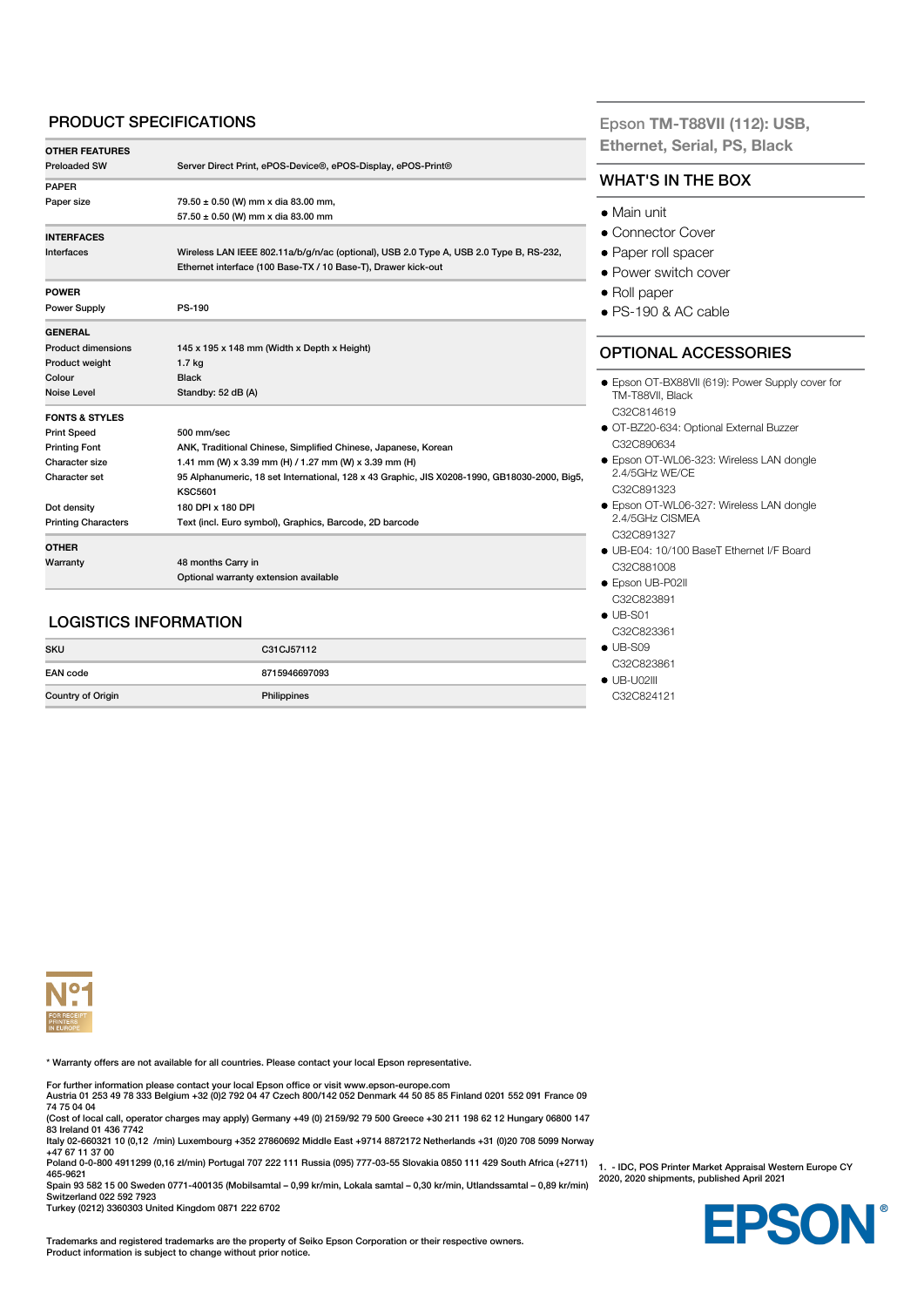## PRODUCT SPECIFICATIONS

| | |
|---|---|
| **OTHER FEATURES** | |
| Preloaded SW | Server Direct Print, ePOS-Device®, ePOS-Display, ePOS-Print® |
| **PAPER** | |
| Paper size | 79.50 ± 0.50 (W) mm x dia 83.00 mm, 57.50 ± 0.50 (W) mm x dia 83.00 mm |
| **INTERFACES** | |
| Interfaces | Wireless LAN IEEE 802.11a/b/g/n/ac (optional), USB 2.0 Type A, USB 2.0 Type B, RS-232, Ethernet interface (100 Base-TX / 10 Base-T), Drawer kick-out |
| **POWER** | |
| Power Supply | PS-190 |
| **GENERAL** | |
| Product dimensions | 145 x 195 x 148 mm (Width x Depth x Height) |
| Product weight | 1.7 kg |
| Colour | Black |
| Noise Level | Standby: 52 dB (A) |
| **FONTS & STYLES** | |
| Print Speed | 500 mm/sec |
| Printing Font | ANK, Traditional Chinese, Simplified Chinese, Japanese, Korean |
| Character size | 1.41 mm (W) x 3.39 mm (H) / 1.27 mm (W) x 3.39 mm (H) |
| Character set | 95 Alphanumeric, 18 set International, 128 x 43 Graphic, JIS X0208-1990, GB18030-2000, Big5, KSC5601 |
| Dot density | 180 DPI x 180 DPI |
| Printing Characters | Text (incl. Euro symbol), Graphics, Barcode, 2D barcode |
| **OTHER** | |
| Warranty | 48 months Carry in<br>Optional warranty extension available |

## LOGISTICS INFORMATION

| | |
|---|---|
| SKU | C31CJ57112 |
| EAN code | 8715946697093 |
| Country of Origin | Philippines |

## Epson TM-T88VII (112): USB, Ethernet, Serial, PS, Black

### WHAT'S IN THE BOX

- Main unit
- Connector Cover
- Paper roll spacer
- Power switch cover
- Roll paper
- PS-190 & AC cable

### OPTIONAL ACCESSORIES

- Epson OT-BX88VII (619): Power Supply cover for TM-T88VII, Black
  C32C814619
- OT-BZ20-634: Optional External Buzzer
  C32C890634
- Epson OT-WL06-323: Wireless LAN dongle 2.4/5GHz WE/CE
  C32C891323
- Epson OT-WL06-327: Wireless LAN dongle 2.4/5GHz CISMEA
  C32C891327
- UB-E04: 10/100 BaseT Ethernet I/F Board
  C32C881008
- Epson UB-P02II
  C32C823891
- UB-S01
  C32C823361
- UB-S09
  C32C823861
- UB-U02III
  C32C824121

N°1 FOR RECEIPT PRINTERS IN EUROPE

* Warranty offers are not available for all countries. Please contact your local Epson representative.

For further information please contact your local Epson office or visit www.epson-europe.com
Austria 01 253 49 78 333 Belgium +32 (0)2 792 04 47 Czech 800/142 052 Denmark 44 50 85 85 Finland 0201 552 091 France 09 74 75 04 04
(Cost of local call, operator charges may apply) Germany +49 (0) 2159/92 79 500 Greece +30 211 198 62 12 Hungary 06800 147 83 Ireland 01 436 7742
Italy 02-660321 10 (0,12 /min) Luxembourg +352 27860692 Middle East +9714 8872172 Netherlands +31 (0)20 708 5099 Norway +47 67 11 37 00
Poland 0-0-800 4911299 (0,16 zł/min) Portugal 707 222 111 Russia (095) 777-03-55 Slovakia 0850 111 429 South Africa (+2711) 465-9621
Spain 93 582 15 00 Sweden 0771-400135 (Mobilsamtal – 0,99 kr/min, Lokala samtal – 0,30 kr/min, Utlandssamtal – 0,89 kr/min) Switzerland 022 592 7923
Turkey (0212) 3360303 United Kingdom 0871 222 6702

Trademarks and registered trademarks are the property of Seiko Epson Corporation or their respective owners.
Product information is subject to change without prior notice.

1. - IDC, POS Printer Market Appraisal Western Europe CY 2020, 2020 shipments, published April 2021

EPSON®